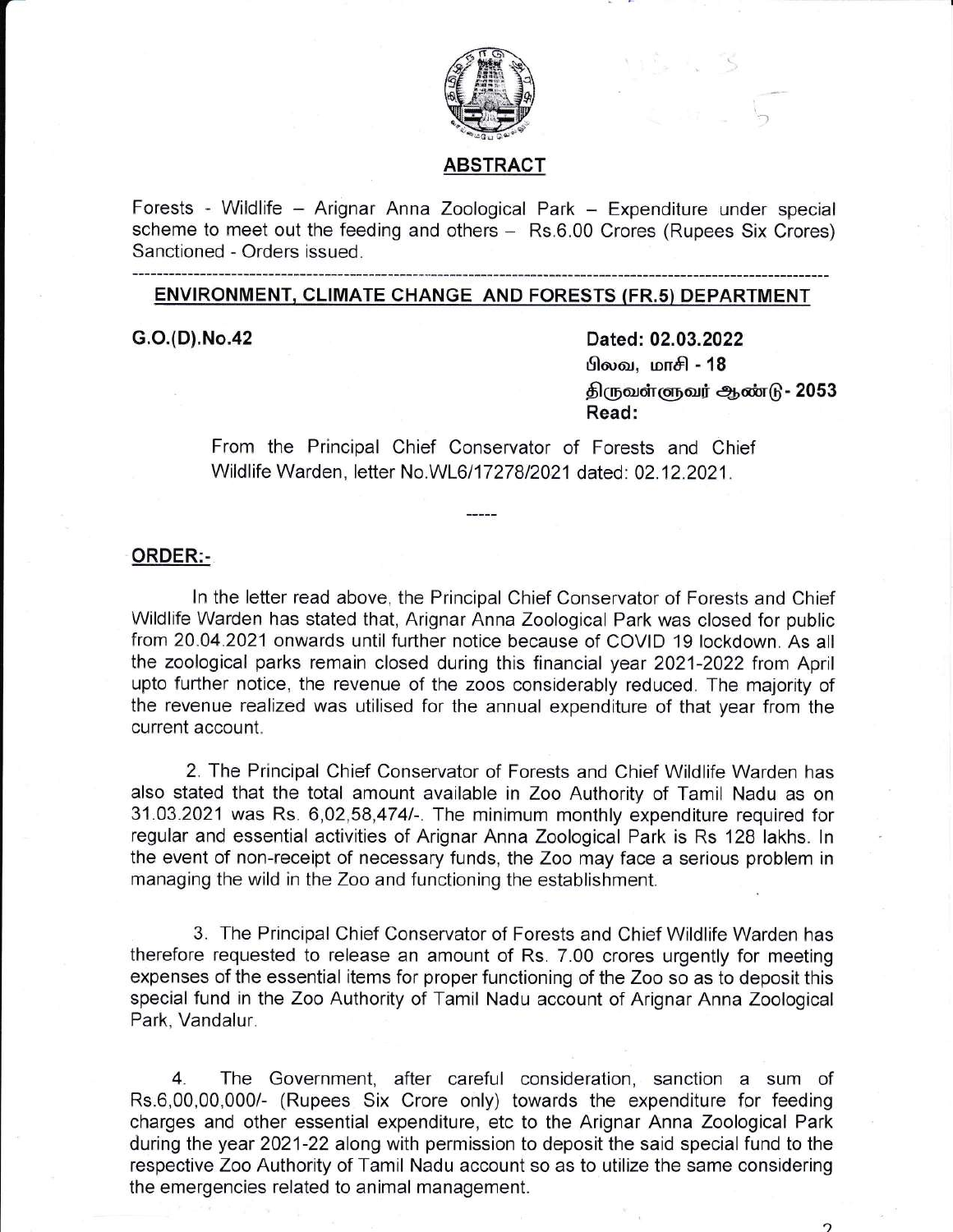## ABSTRACT

Forests - Wildlife – Arignar Anna Zoological Park – Expenditure under special scheme to meet out the feeding and others – Rs.6.00 Crores (Rupees Six Crores) Sanctioned - Orders issued.

---

## ENVIRONMENT, CLIMATE CHANGE AND FORESTS (FR.5) DEPARTMENT

**G.O.(D).No.42**

**Dated: 02.03.2022**
**பிலவ, மாசி - 18**
**திருவள்ளுவர் ஆண்டு - 2053**

**Read:**

From the Principal Chief Conservator of Forests and Chief Wildlife Warden, letter No.WL6/17278/2021 dated: 02.12.2021.

-----

### ORDER:-

In the letter read above, the Principal Chief Conservator of Forests and Chief Wildlife Warden has stated that, Arignar Anna Zoological Park was closed for public from 20.04.2021 onwards until further notice because of COVID 19 lockdown. As all the zoological parks remain closed during this financial year 2021-2022 from April upto further notice, the revenue of the zoos considerably reduced. The majority of the revenue realized was utilised for the annual expenditure of that year from the current account.

2. The Principal Chief Conservator of Forests and Chief Wildlife Warden has also stated that the total amount available in Zoo Authority of Tamil Nadu as on 31.03.2021 was Rs. 6,02,58,474/-. The minimum monthly expenditure required for regular and essential activities of Arignar Anna Zoological Park is Rs 128 lakhs. In the event of non-receipt of necessary funds, the Zoo may face a serious problem in managing the wild in the Zoo and functioning the establishment.

3. The Principal Chief Conservator of Forests and Chief Wildlife Warden has therefore requested to release an amount of Rs. 7.00 crores urgently for meeting expenses of the essential items for proper functioning of the Zoo so as to deposit this special fund in the Zoo Authority of Tamil Nadu account of Arignar Anna Zoological Park, Vandalur.

4. The Government, after careful consideration, sanction a sum of Rs.6,00,00,000/- (Rupees Six Crore only) towards the expenditure for feeding charges and other essential expenditure, etc to the Arignar Anna Zoological Park during the year 2021-22 along with permission to deposit the said special fund to the respective Zoo Authority of Tamil Nadu account so as to utilize the same considering the emergencies related to animal management.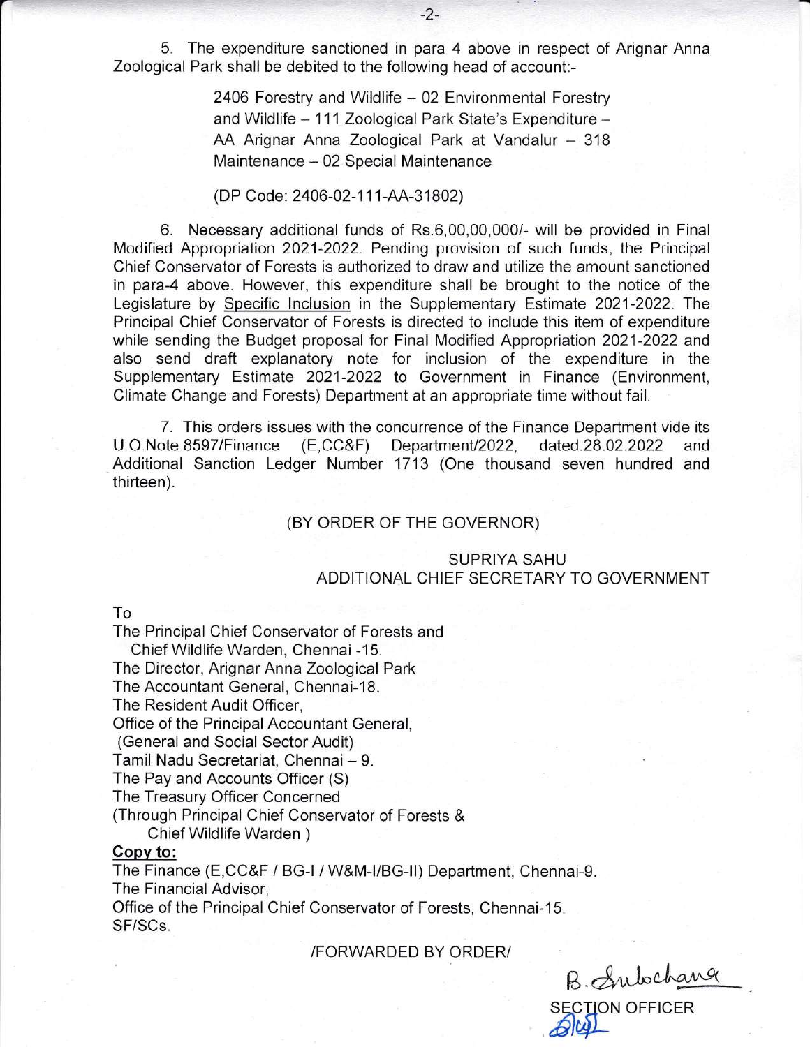5. The expenditure sanctioned in para 4 above in respect of Arignar Anna Zoological Park shall be debited to the following head of account:-

> 2406 Forestry and Wildlife – 02 Environmental Forestry and Wildlife – 111 Zoological Park State's Expenditure – AA Arignar Anna Zoological Park at Vandalur – 318 Maintenance – 02 Special Maintenance
>
> (DP Code: 2406-02-111-AA-31802)

6. Necessary additional funds of Rs.6,00,00,000/- will be provided in Final Modified Appropriation 2021-2022. Pending provision of such funds, the Principal Chief Conservator of Forests is authorized to draw and utilize the amount sanctioned in para-4 above. However, this expenditure shall be brought to the notice of the Legislature by Specific Inclusion in the Supplementary Estimate 2021-2022. The Principal Chief Conservator of Forests is directed to include this item of expenditure while sending the Budget proposal for Final Modified Appropriation 2021-2022 and also send draft explanatory note for inclusion of the expenditure in the Supplementary Estimate 2021-2022 to Government in Finance (Environment, Climate Change and Forests) Department at an appropriate time without fail.

7. This orders issues with the concurrence of the Finance Department vide its U.O.Note.8597/Finance (E,CC&F) Department/2022, dated.28.02.2022 and Additional Sanction Ledger Number 1713 (One thousand seven hundred and thirteen).

(BY ORDER OF THE GOVERNOR)

SUPRIYA SAHU
ADDITIONAL CHIEF SECRETARY TO GOVERNMENT

To
The Principal Chief Conservator of Forests and
Chief Wildlife Warden, Chennai -15.
The Director, Arignar Anna Zoological Park
The Accountant General, Chennai-18.
The Resident Audit Officer,
Office of the Principal Accountant General,
(General and Social Sector Audit)
Tamil Nadu Secretariat, Chennai – 9.
The Pay and Accounts Officer (S)
The Treasury Officer Concerned
(Through Principal Chief Conservator of Forests &
Chief Wildlife Warden )

**Copy to:**
The Finance (E,CC&F / BG-I / W&M-I/BG-II) Department, Chennai-9.
The Financial Advisor,
Office of the Principal Chief Conservator of Forests, Chennai-15.
SF/SCs.

/FORWARDED BY ORDER/

B. Sulochana
SECTION OFFICER